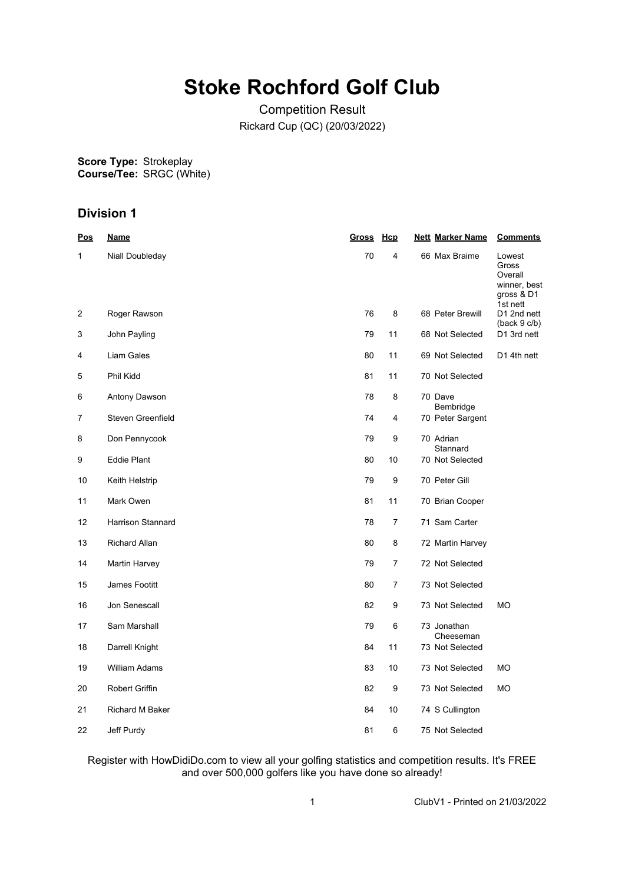# Stoke Rochford Golf Club

Competition Result

Rickard Cup (QC) (20/03/2022)

**Score Type:** Strokeplay
**Course/Tee:** SRGC (White)

## Division 1

| Pos | Name | Gross | Hcp | Nett | Marker Name | Comments |
|---|---|---|---|---|---|---|
| 1 | Niall Doubleday | 70 | 4 | 66 | Max Braime | Lowest Gross Overall winner, best gross & D1 1st nett |
| 2 | Roger Rawson | 76 | 8 | 68 | Peter Brewill | D1 2nd nett (back 9 c/b) |
| 3 | John Payling | 79 | 11 | 68 | Not Selected | D1 3rd nett |
| 4 | Liam Gales | 80 | 11 | 69 | Not Selected | D1 4th nett |
| 5 | Phil Kidd | 81 | 11 | 70 | Not Selected | |
| 6 | Antony Dawson | 78 | 8 | 70 | Dave Bembridge | |
| 7 | Steven Greenfield | 74 | 4 | 70 | Peter Sargent | |
| 8 | Don Pennycook | 79 | 9 | 70 | Adrian Stannard | |
| 9 | Eddie Plant | 80 | 10 | 70 | Not Selected | |
| 10 | Keith Helstrip | 79 | 9 | 70 | Peter Gill | |
| 11 | Mark Owen | 81 | 11 | 70 | Brian Cooper | |
| 12 | Harrison Stannard | 78 | 7 | 71 | Sam Carter | |
| 13 | Richard Allan | 80 | 8 | 72 | Martin Harvey | |
| 14 | Martin Harvey | 79 | 7 | 72 | Not Selected | |
| 15 | James Footitt | 80 | 7 | 73 | Not Selected | |
| 16 | Jon Senescall | 82 | 9 | 73 | Not Selected | MO |
| 17 | Sam Marshall | 79 | 6 | 73 | Jonathan Cheeseman | |
| 18 | Darrell Knight | 84 | 11 | 73 | Not Selected | |
| 19 | William Adams | 83 | 10 | 73 | Not Selected | MO |
| 20 | Robert Griffin | 82 | 9 | 73 | Not Selected | MO |
| 21 | Richard M Baker | 84 | 10 | 74 | S Cullington | |
| 22 | Jeff Purdy | 81 | 6 | 75 | Not Selected | |

Register with HowDidiDo.com to view all your golfing statistics and competition results. It's FREE and over 500,000 golfers like you have done so already!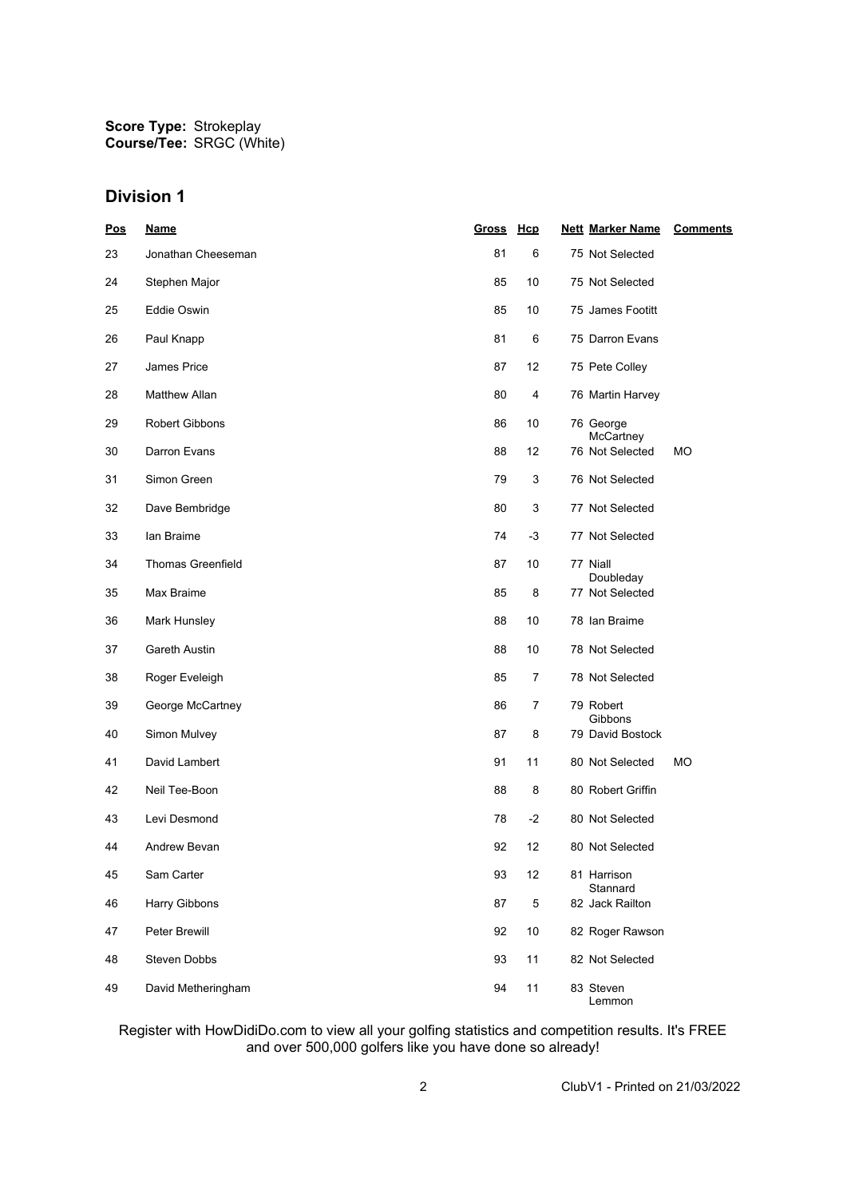**Score Type:** Strokeplay
**Course/Tee:** SRGC (White)

## Division 1

| Pos | Name | Gross | Hcp | Nett | Marker Name | Comments |
|---|---|---|---|---|---|---|
| 23 | Jonathan Cheeseman | 81 | 6 | 75 | Not Selected | |
| 24 | Stephen Major | 85 | 10 | 75 | Not Selected | |
| 25 | Eddie Oswin | 85 | 10 | 75 | James Footitt | |
| 26 | Paul Knapp | 81 | 6 | 75 | Darron Evans | |
| 27 | James Price | 87 | 12 | 75 | Pete Colley | |
| 28 | Matthew Allan | 80 | 4 | 76 | Martin Harvey | |
| 29 | Robert Gibbons | 86 | 10 | 76 | George McCartney | |
| 30 | Darron Evans | 88 | 12 | 76 | Not Selected | MO |
| 31 | Simon Green | 79 | 3 | 76 | Not Selected | |
| 32 | Dave Bembridge | 80 | 3 | 77 | Not Selected | |
| 33 | Ian Braime | 74 | -3 | 77 | Not Selected | |
| 34 | Thomas Greenfield | 87 | 10 | 77 | Niall Doubleday | |
| 35 | Max Braime | 85 | 8 | 77 | Not Selected | |
| 36 | Mark Hunsley | 88 | 10 | 78 | Ian Braime | |
| 37 | Gareth Austin | 88 | 10 | 78 | Not Selected | |
| 38 | Roger Eveleigh | 85 | 7 | 78 | Not Selected | |
| 39 | George McCartney | 86 | 7 | 79 | Robert Gibbons | |
| 40 | Simon Mulvey | 87 | 8 | 79 | David Bostock | |
| 41 | David Lambert | 91 | 11 | 80 | Not Selected | MO |
| 42 | Neil Tee-Boon | 88 | 8 | 80 | Robert Griffin | |
| 43 | Levi Desmond | 78 | -2 | 80 | Not Selected | |
| 44 | Andrew Bevan | 92 | 12 | 80 | Not Selected | |
| 45 | Sam Carter | 93 | 12 | 81 | Harrison Stannard | |
| 46 | Harry Gibbons | 87 | 5 | 82 | Jack Railton | |
| 47 | Peter Brewill | 92 | 10 | 82 | Roger Rawson | |
| 48 | Steven Dobbs | 93 | 11 | 82 | Not Selected | |
| 49 | David Metheringham | 94 | 11 | 83 | Steven Lemmon | |

Register with HowDidiDo.com to view all your golfing statistics and competition results. It's FREE and over 500,000 golfers like you have done so already!

ClubV1 - Printed on 21/03/2022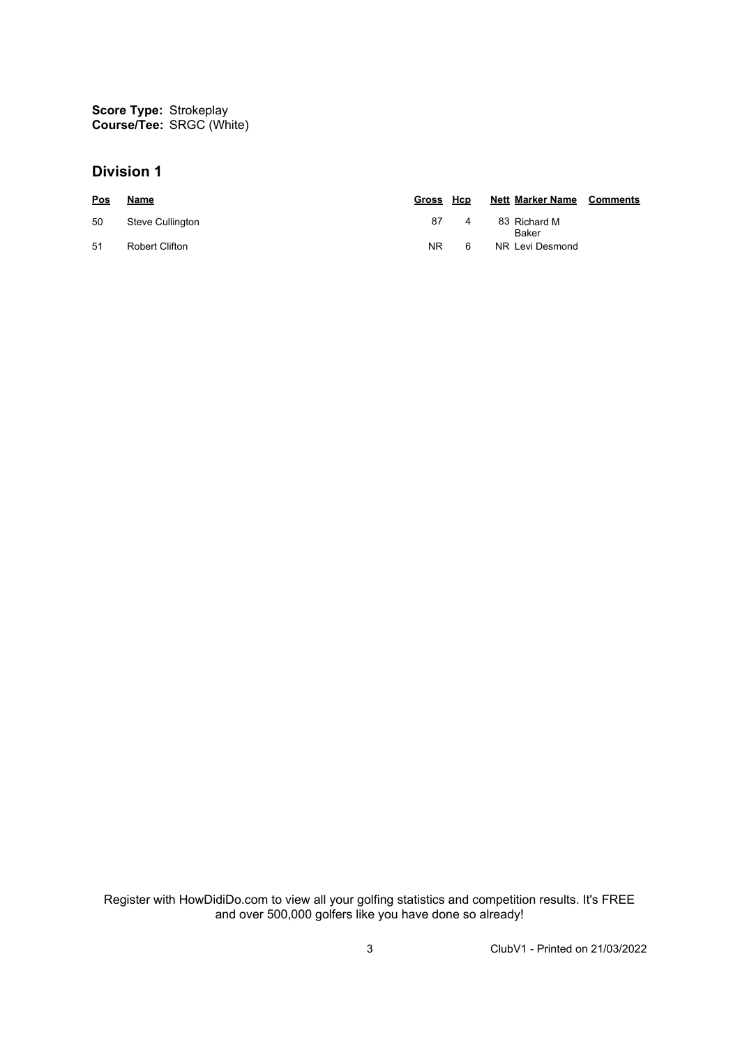**Score Type:** Strokeplay
**Course/Tee:** SRGC (White)

## Division 1

| Pos | Name | Gross | Hcp | Nett | Marker Name | Comments |
|---|---|---|---|---|---|---|
| 50 | Steve Cullington | 87 | 4 | 83 | Richard M Baker | |
| 51 | Robert Clifton | NR | 6 | NR | Levi Desmond | |

Register with HowDidiDo.com to view all your golfing statistics and competition results. It's FREE and over 500,000 golfers like you have done so already!

ClubV1 - Printed on 21/03/2022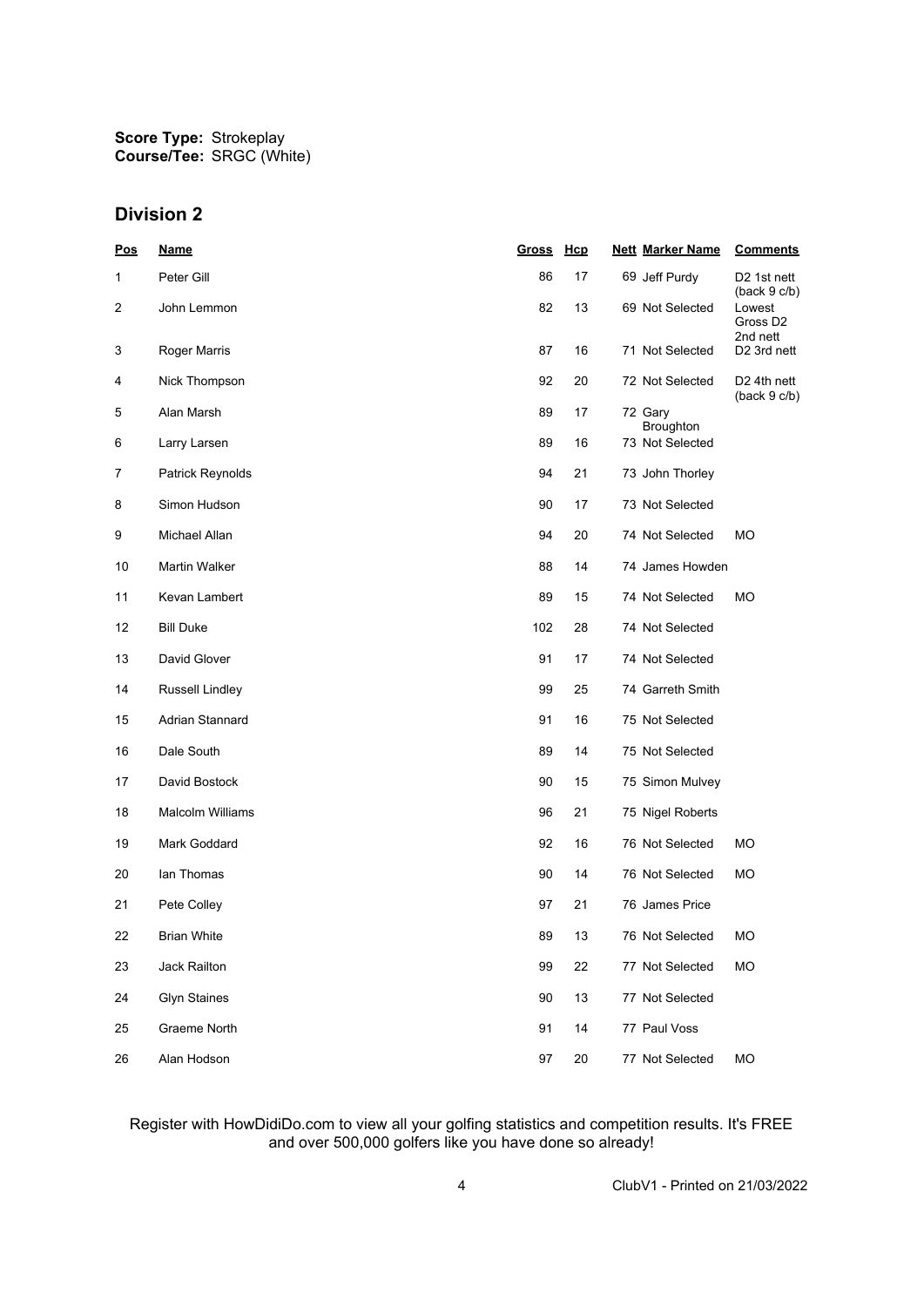**Score Type:** Strokeplay
**Course/Tee:** SRGC (White)

## Division 2

| Pos | Name | Gross | Hcp | Nett | Marker Name | Comments |
|---|---|---|---|---|---|---|
| 1 | Peter Gill | 86 | 17 | 69 | Jeff Purdy | D2 1st nett (back 9 c/b) |
| 2 | John Lemmon | 82 | 13 | 69 | Not Selected | Lowest Gross D2 2nd nett |
| 3 | Roger Marris | 87 | 16 | 71 | Not Selected | D2 3rd nett |
| 4 | Nick Thompson | 92 | 20 | 72 | Not Selected | D2 4th nett (back 9 c/b) |
| 5 | Alan Marsh | 89 | 17 | 72 | Gary Broughton | |
| 6 | Larry Larsen | 89 | 16 | 73 | Not Selected | |
| 7 | Patrick Reynolds | 94 | 21 | 73 | John Thorley | |
| 8 | Simon Hudson | 90 | 17 | 73 | Not Selected | |
| 9 | Michael Allan | 94 | 20 | 74 | Not Selected | MO |
| 10 | Martin Walker | 88 | 14 | 74 | James Howden | |
| 11 | Kevan Lambert | 89 | 15 | 74 | Not Selected | MO |
| 12 | Bill Duke | 102 | 28 | 74 | Not Selected | |
| 13 | David Glover | 91 | 17 | 74 | Not Selected | |
| 14 | Russell Lindley | 99 | 25 | 74 | Garreth Smith | |
| 15 | Adrian Stannard | 91 | 16 | 75 | Not Selected | |
| 16 | Dale South | 89 | 14 | 75 | Not Selected | |
| 17 | David Bostock | 90 | 15 | 75 | Simon Mulvey | |
| 18 | Malcolm Williams | 96 | 21 | 75 | Nigel Roberts | |
| 19 | Mark Goddard | 92 | 16 | 76 | Not Selected | MO |
| 20 | Ian Thomas | 90 | 14 | 76 | Not Selected | MO |
| 21 | Pete Colley | 97 | 21 | 76 | James Price | |
| 22 | Brian White | 89 | 13 | 76 | Not Selected | MO |
| 23 | Jack Railton | 99 | 22 | 77 | Not Selected | MO |
| 24 | Glyn Staines | 90 | 13 | 77 | Not Selected | |
| 25 | Graeme North | 91 | 14 | 77 | Paul Voss | |
| 26 | Alan Hodson | 97 | 20 | 77 | Not Selected | MO |

Register with HowDidiDo.com to view all your golfing statistics and competition results. It's FREE and over 500,000 golfers like you have done so already!

ClubV1 - Printed on 21/03/2022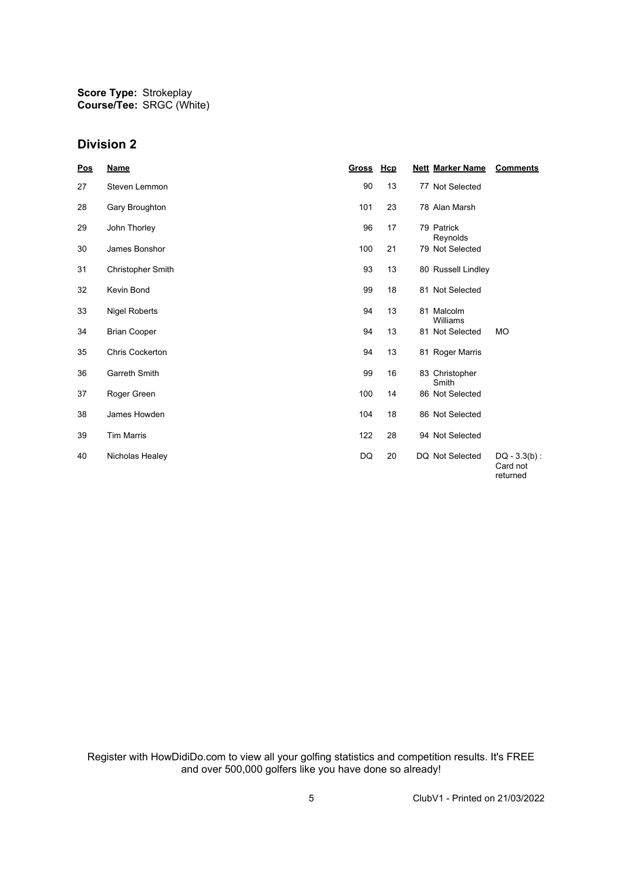**Score Type:** Strokeplay
**Course/Tee:** SRGC (White)

## Division 2

| Pos | Name | Gross | Hcp | Nett | Marker Name | Comments |
|---|---|---|---|---|---|---|
| 27 | Steven Lemmon | 90 | 13 | 77 | Not Selected | |
| 28 | Gary Broughton | 101 | 23 | 78 | Alan Marsh | |
| 29 | John Thorley | 96 | 17 | 79 | Patrick Reynolds | |
| 30 | James Bonshor | 100 | 21 | 79 | Not Selected | |
| 31 | Christopher Smith | 93 | 13 | 80 | Russell Lindley | |
| 32 | Kevin Bond | 99 | 18 | 81 | Not Selected | |
| 33 | Nigel Roberts | 94 | 13 | 81 | Malcolm Williams | |
| 34 | Brian Cooper | 94 | 13 | 81 | Not Selected | MO |
| 35 | Chris Cockerton | 94 | 13 | 81 | Roger Marris | |
| 36 | Garreth Smith | 99 | 16 | 83 | Christopher Smith | |
| 37 | Roger Green | 100 | 14 | 86 | Not Selected | |
| 38 | James Howden | 104 | 18 | 86 | Not Selected | |
| 39 | Tim Marris | 122 | 28 | 94 | Not Selected | |
| 40 | Nicholas Healey | DQ | 20 | DQ | Not Selected | DQ - 3.3(b) : Card not returned |

Register with HowDidiDo.com to view all your golfing statistics and competition results. It's FREE and over 500,000 golfers like you have done so already!

ClubV1 - Printed on 21/03/2022